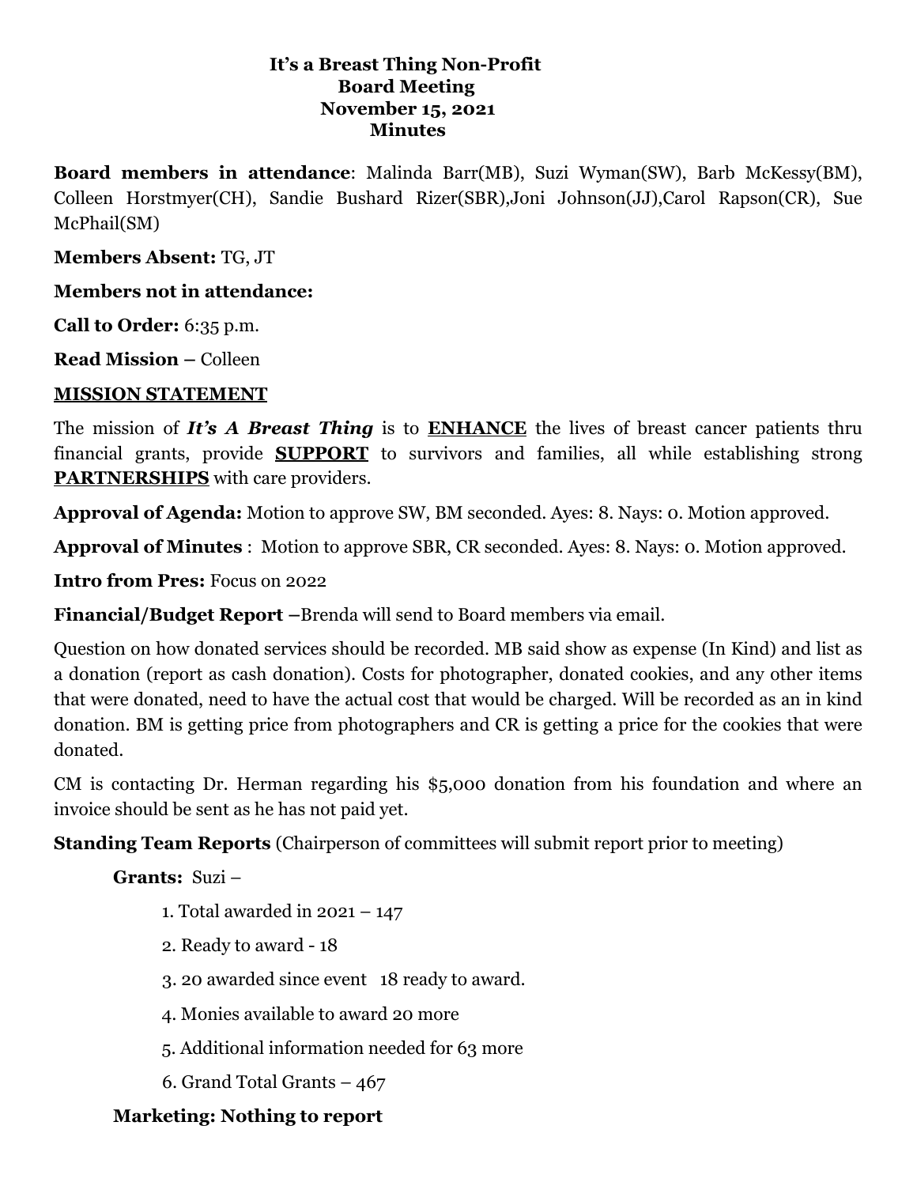# It's a Breast Thing Non-Profit
## Board Meeting
## November 15, 2021
## Minutes

**Board members in attendance**: Malinda Barr(MB), Suzi Wyman(SW), Barb McKessy(BM), Colleen Horstmyer(CH), Sandie Bushard Rizer(SBR),Joni Johnson(JJ),Carol Rapson(CR), Sue McPhail(SM)

**Members Absent:** TG, JT

**Members not in attendance:**

**Call to Order:** 6:35 p.m.

**Read Mission –** Colleen

**MISSION STATEMENT**

The mission of ***It's A Breast Thing*** is to **ENHANCE** the lives of breast cancer patients thru financial grants, provide **SUPPORT** to survivors and families, all while establishing strong **PARTNERSHIPS** with care providers.

**Approval of Agenda:** Motion to approve SW, BM seconded. Ayes: 8. Nays: 0. Motion approved.

**Approval of Minutes** : Motion to approve SBR, CR seconded. Ayes: 8. Nays: 0. Motion approved.

**Intro from Pres:** Focus on 2022

**Financial/Budget Report –**Brenda will send to Board members via email.

Question on how donated services should be recorded. MB said show as expense (In Kind) and list as a donation (report as cash donation). Costs for photographer, donated cookies, and any other items that were donated, need to have the actual cost that would be charged. Will be recorded as an in kind donation. BM is getting price from photographers and CR is getting a price for the cookies that were donated.

CM is contacting Dr. Herman regarding his $5,000 donation from his foundation and where an invoice should be sent as he has not paid yet.

**Standing Team Reports** (Chairperson of committees will submit report prior to meeting)

**Grants:** Suzi –

1. Total awarded in 2021 – 147
2. Ready to award - 18
3. 20 awarded since event 18 ready to award.
4. Monies available to award 20 more
5. Additional information needed for 63 more
6. Grand Total Grants – 467

**Marketing: Nothing to report**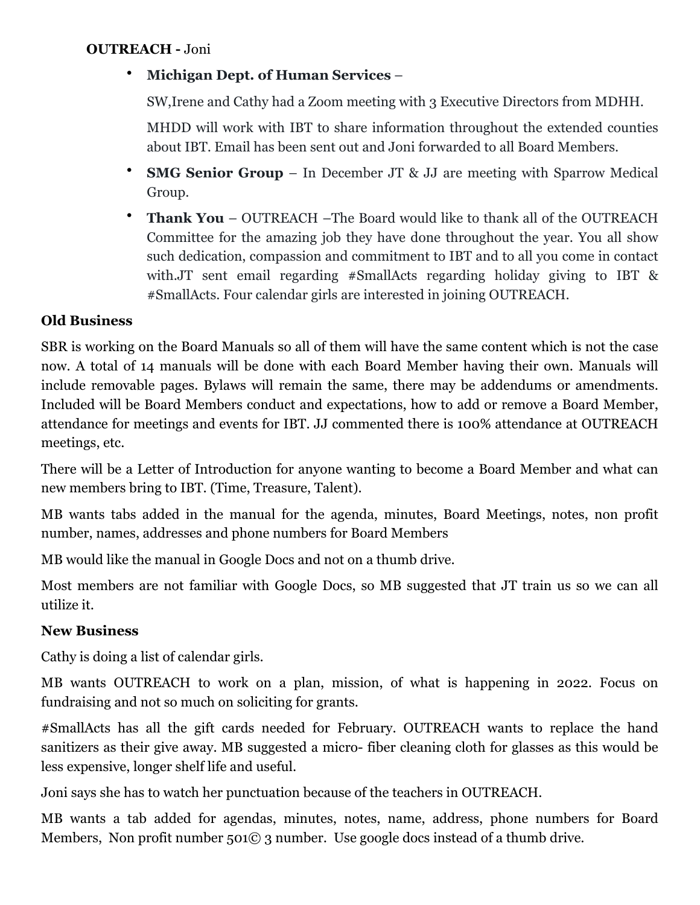**OUTREACH -** Joni

- **Michigan Dept. of Human Services** –

  SW,Irene and Cathy had a Zoom meeting with 3 Executive Directors from MDHH.

  MHDD will work with IBT to share information throughout the extended counties about IBT. Email has been sent out and Joni forwarded to all Board Members.

- **SMG Senior Group** – In December JT & JJ are meeting with Sparrow Medical Group.

- **Thank You** – OUTREACH –The Board would like to thank all of the OUTREACH Committee for the amazing job they have done throughout the year. You all show such dedication, compassion and commitment to IBT and to all you come in contact with.JT sent email regarding #SmallActs regarding holiday giving to IBT & #SmallActs. Four calendar girls are interested in joining OUTREACH.

**Old Business**

SBR is working on the Board Manuals so all of them will have the same content which is not the case now. A total of 14 manuals will be done with each Board Member having their own. Manuals will include removable pages. Bylaws will remain the same, there may be addendums or amendments. Included will be Board Members conduct and expectations, how to add or remove a Board Member, attendance for meetings and events for IBT. JJ commented there is 100% attendance at OUTREACH meetings, etc.

There will be a Letter of Introduction for anyone wanting to become a Board Member and what can new members bring to IBT. (Time, Treasure, Talent).

MB wants tabs added in the manual for the agenda, minutes, Board Meetings, notes, non profit number, names, addresses and phone numbers for Board Members

MB would like the manual in Google Docs and not on a thumb drive.

Most members are not familiar with Google Docs, so MB suggested that JT train us so we can all utilize it.

**New Business**

Cathy is doing a list of calendar girls.

MB wants OUTREACH to work on a plan, mission, of what is happening in 2022. Focus on fundraising and not so much on soliciting for grants.

#SmallActs has all the gift cards needed for February. OUTREACH wants to replace the hand sanitizers as their give away. MB suggested a micro- fiber cleaning cloth for glasses as this would be less expensive, longer shelf life and useful.

Joni says she has to watch her punctuation because of the teachers in OUTREACH.

MB wants a tab added for agendas, minutes, notes, name, address, phone numbers for Board Members, Non profit number 501© 3 number. Use google docs instead of a thumb drive.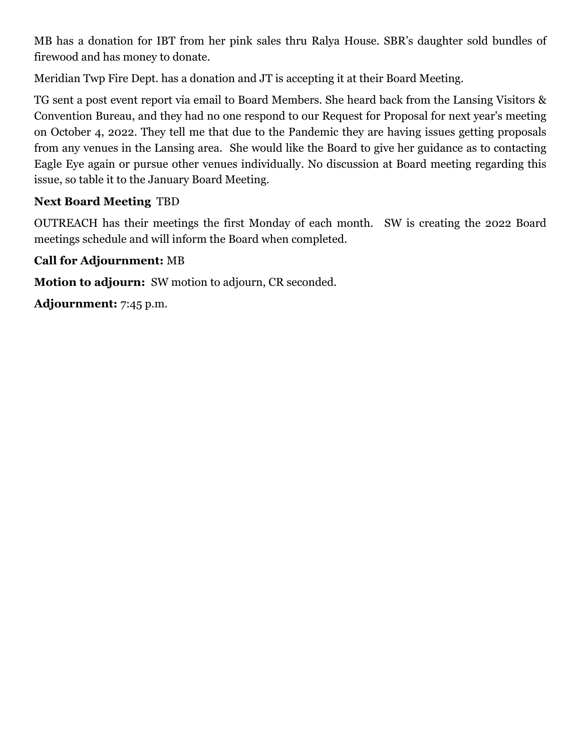MB has a donation for IBT from her pink sales thru Ralya House. SBR's daughter sold bundles of firewood and has money to donate.

Meridian Twp Fire Dept. has a donation and JT is accepting it at their Board Meeting.

TG sent a post event report via email to Board Members. She heard back from the Lansing Visitors & Convention Bureau, and they had no one respond to our Request for Proposal for next year's meeting on October 4, 2022. They tell me that due to the Pandemic they are having issues getting proposals from any venues in the Lansing area. She would like the Board to give her guidance as to contacting Eagle Eye again or pursue other venues individually. No discussion at Board meeting regarding this issue, so table it to the January Board Meeting.

**Next Board Meeting** TBD

OUTREACH has their meetings the first Monday of each month. SW is creating the 2022 Board meetings schedule and will inform the Board when completed.

**Call for Adjournment:** MB

**Motion to adjourn:** SW motion to adjourn, CR seconded.

**Adjournment:** 7:45 p.m.